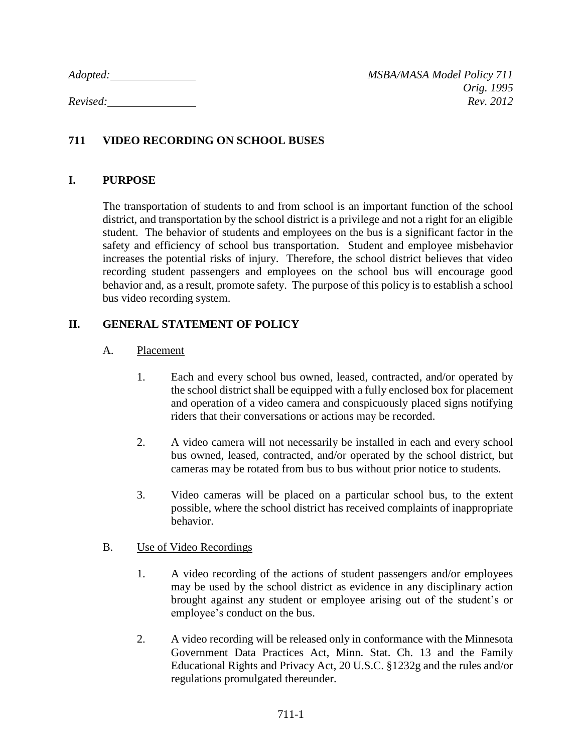*Adopted:* \_\_\_\_\_\_\_\_\_\_\_\_\_\_\_ *MSBA/MASA Model Policy 711*
*Orig. 1995*
*Revised:* \_\_\_\_\_\_\_\_\_\_\_\_\_\_\_ *Rev. 2012*

# 711 VIDEO RECORDING ON SCHOOL BUSES

## I. PURPOSE

The transportation of students to and from school is an important function of the school district, and transportation by the school district is a privilege and not a right for an eligible student. The behavior of students and employees on the bus is a significant factor in the safety and efficiency of school bus transportation. Student and employee misbehavior increases the potential risks of injury. Therefore, the school district believes that video recording student passengers and employees on the school bus will encourage good behavior and, as a result, promote safety. The purpose of this policy is to establish a school bus video recording system.

## II. GENERAL STATEMENT OF POLICY

### A. Placement

1. Each and every school bus owned, leased, contracted, and/or operated by the school district shall be equipped with a fully enclosed box for placement and operation of a video camera and conspicuously placed signs notifying riders that their conversations or actions may be recorded.

2. A video camera will not necessarily be installed in each and every school bus owned, leased, contracted, and/or operated by the school district, but cameras may be rotated from bus to bus without prior notice to students.

3. Video cameras will be placed on a particular school bus, to the extent possible, where the school district has received complaints of inappropriate behavior.

### B. Use of Video Recordings

1. A video recording of the actions of student passengers and/or employees may be used by the school district as evidence in any disciplinary action brought against any student or employee arising out of the student's or employee's conduct on the bus.

2. A video recording will be released only in conformance with the Minnesota Government Data Practices Act, Minn. Stat. Ch. 13 and the Family Educational Rights and Privacy Act, 20 U.S.C. §1232g and the rules and/or regulations promulgated thereunder.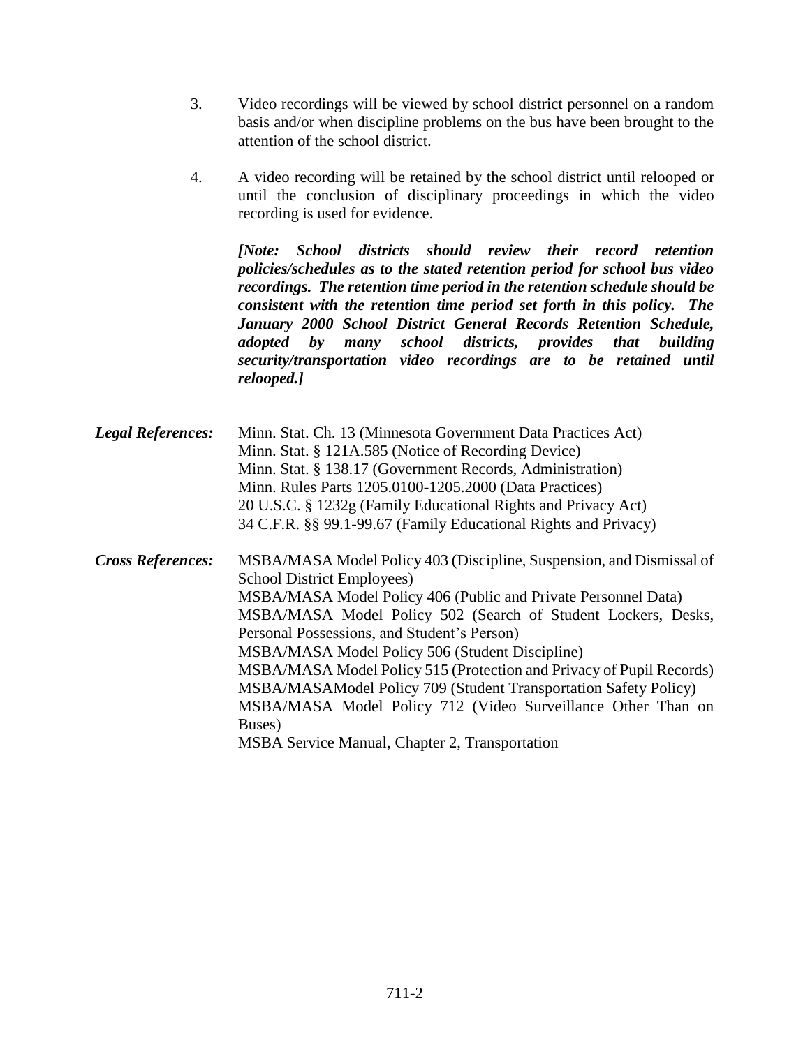3. Video recordings will be viewed by school district personnel on a random basis and/or when discipline problems on the bus have been brought to the attention of the school district.

4. A video recording will be retained by the school district until relooped or until the conclusion of disciplinary proceedings in which the video recording is used for evidence.

   ***[Note: School districts should review their record retention policies/schedules as to the stated retention period for school bus video recordings. The retention time period in the retention schedule should be consistent with the retention time period set forth in this policy. The January 2000 School District General Records Retention Schedule, adopted by many school districts, provides that building security/transportation video recordings are to be retained until relooped.]***

***Legal References:***

Minn. Stat. Ch. 13 (Minnesota Government Data Practices Act)
Minn. Stat. § 121A.585 (Notice of Recording Device)
Minn. Stat. § 138.17 (Government Records, Administration)
Minn. Rules Parts 1205.0100-1205.2000 (Data Practices)
20 U.S.C. § 1232g (Family Educational Rights and Privacy Act)
34 C.F.R. §§ 99.1-99.67 (Family Educational Rights and Privacy)

***Cross References:***

MSBA/MASA Model Policy 403 (Discipline, Suspension, and Dismissal of School District Employees)
MSBA/MASA Model Policy 406 (Public and Private Personnel Data)
MSBA/MASA Model Policy 502 (Search of Student Lockers, Desks, Personal Possessions, and Student's Person)
MSBA/MASA Model Policy 506 (Student Discipline)
MSBA/MASA Model Policy 515 (Protection and Privacy of Pupil Records)
MSBA/MASAModel Policy 709 (Student Transportation Safety Policy)
MSBA/MASA Model Policy 712 (Video Surveillance Other Than on Buses)
MSBA Service Manual, Chapter 2, Transportation